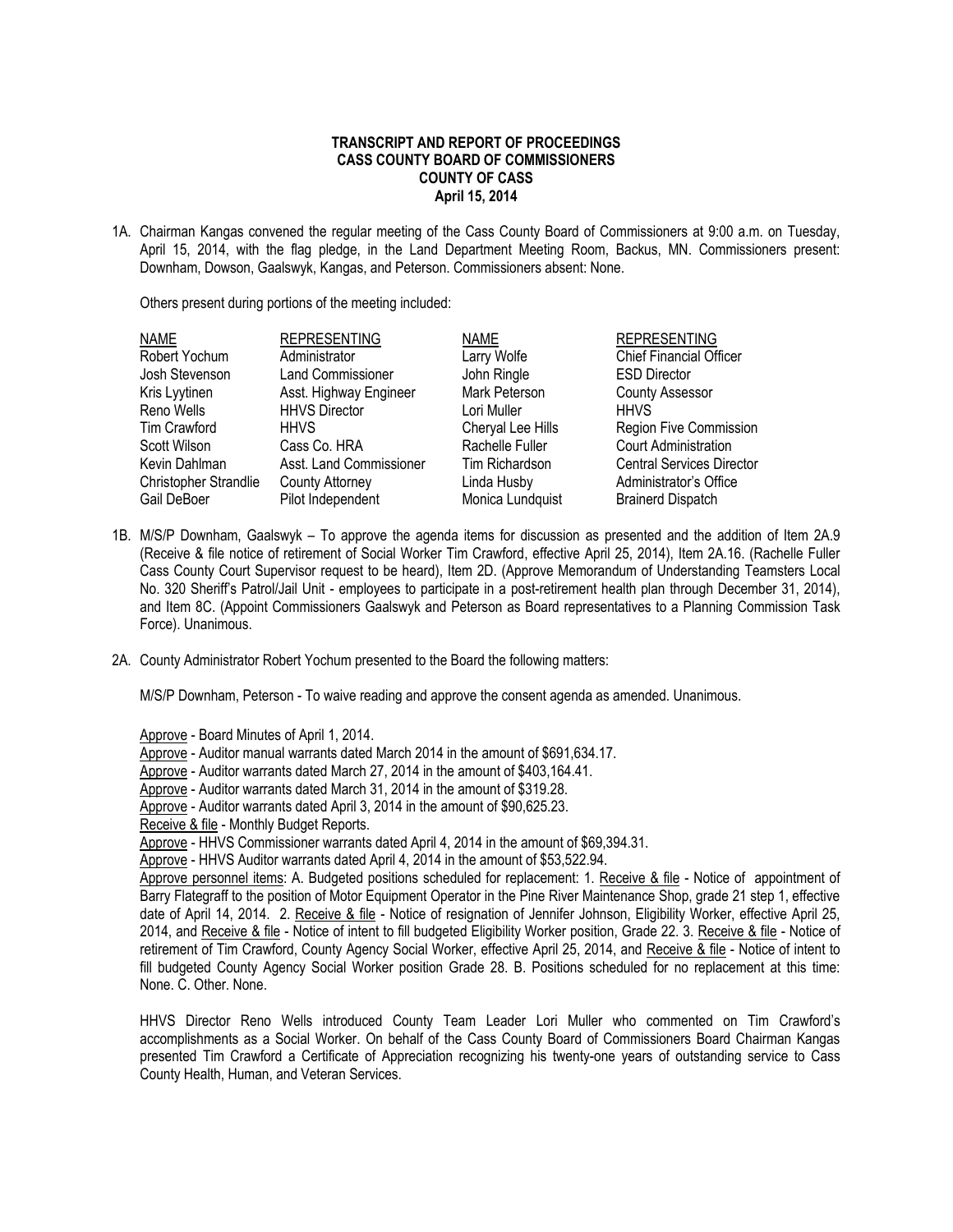**TRANSCRIPT AND REPORT OF PROCEEDINGS**
**CASS COUNTY BOARD OF COMMISSIONERS**
**COUNTY OF CASS**
**April 15, 2014**

1A. Chairman Kangas convened the regular meeting of the Cass County Board of Commissioners at 9:00 a.m. on Tuesday, April 15, 2014, with the flag pledge, in the Land Department Meeting Room, Backus, MN. Commissioners present: Downham, Dowson, Gaalswyk, Kangas, and Peterson. Commissioners absent: None.

Others present during portions of the meeting included:

| NAME | REPRESENTING | NAME | REPRESENTING |
|---|---|---|---|
| Robert Yochum | Administrator | Larry Wolfe | Chief Financial Officer |
| Josh Stevenson | Land Commissioner | John Ringle | ESD Director |
| Kris Lyytinen | Asst. Highway Engineer | Mark Peterson | County Assessor |
| Reno Wells | HHVS Director | Lori Muller | HHVS |
| Tim Crawford | HHVS | Cheryal Lee Hills | Region Five Commission |
| Scott Wilson | Cass Co. HRA | Rachelle Fuller | Court Administration |
| Kevin Dahlman | Asst. Land Commissioner | Tim Richardson | Central Services Director |
| Christopher Strandlie | County Attorney | Linda Husby | Administrator's Office |
| Gail DeBoer | Pilot Independent | Monica Lundquist | Brainerd Dispatch |

1B. M/S/P Downham, Gaalswyk – To approve the agenda items for discussion as presented and the addition of Item 2A.9 (Receive & file notice of retirement of Social Worker Tim Crawford, effective April 25, 2014), Item 2A.16. (Rachelle Fuller Cass County Court Supervisor request to be heard), Item 2D. (Approve Memorandum of Understanding Teamsters Local No. 320 Sheriff's Patrol/Jail Unit - employees to participate in a post-retirement health plan through December 31, 2014), and Item 8C. (Appoint Commissioners Gaalswyk and Peterson as Board representatives to a Planning Commission Task Force). Unanimous.

2A. County Administrator Robert Yochum presented to the Board the following matters:

M/S/P Downham, Peterson - To waive reading and approve the consent agenda as amended. Unanimous.

Approve - Board Minutes of April 1, 2014.
Approve - Auditor manual warrants dated March 2014 in the amount of $691,634.17.
Approve - Auditor warrants dated March 27, 2014 in the amount of $403,164.41.
Approve - Auditor warrants dated March 31, 2014 in the amount of $319.28.
Approve - Auditor warrants dated April 3, 2014 in the amount of $90,625.23.
Receive & file - Monthly Budget Reports.
Approve - HHVS Commissioner warrants dated April 4, 2014 in the amount of $69,394.31.
Approve - HHVS Auditor warrants dated April 4, 2014 in the amount of $53,522.94.
Approve personnel items: A. Budgeted positions scheduled for replacement: 1. Receive & file - Notice of appointment of Barry Flategraff to the position of Motor Equipment Operator in the Pine River Maintenance Shop, grade 21 step 1, effective date of April 14, 2014. 2. Receive & file - Notice of resignation of Jennifer Johnson, Eligibility Worker, effective April 25, 2014, and Receive & file - Notice of intent to fill budgeted Eligibility Worker position, Grade 22. 3. Receive & file - Notice of retirement of Tim Crawford, County Agency Social Worker, effective April 25, 2014, and Receive & file - Notice of intent to fill budgeted County Agency Social Worker position Grade 28. B. Positions scheduled for no replacement at this time: None. C. Other. None.

HHVS Director Reno Wells introduced County Team Leader Lori Muller who commented on Tim Crawford's accomplishments as a Social Worker. On behalf of the Cass County Board of Commissioners Board Chairman Kangas presented Tim Crawford a Certificate of Appreciation recognizing his twenty-one years of outstanding service to Cass County Health, Human, and Veteran Services.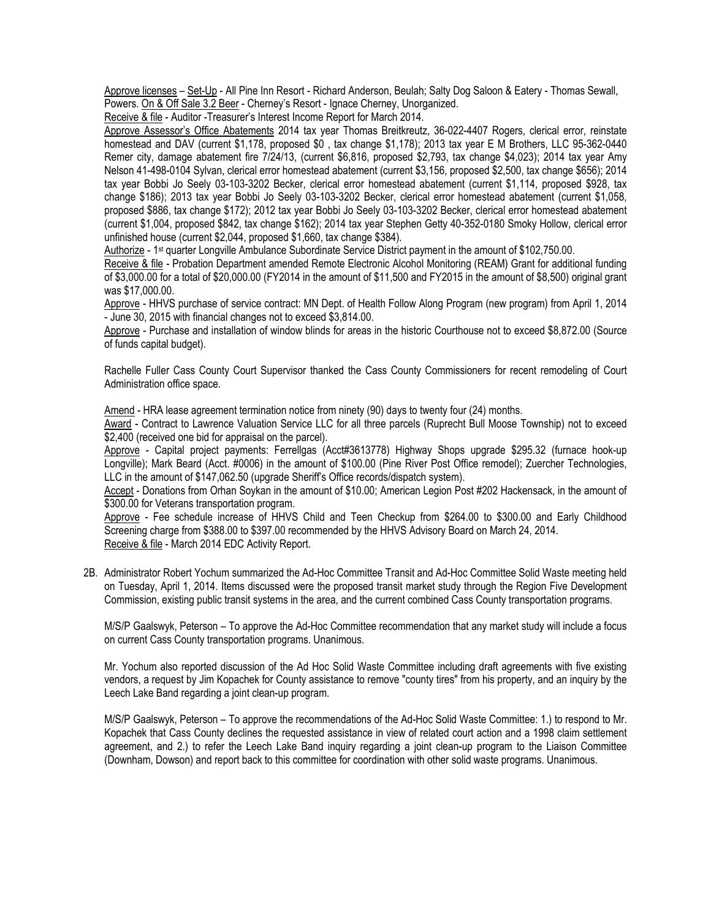Approve licenses – Set-Up - All Pine Inn Resort - Richard Anderson, Beulah; Salty Dog Saloon & Eatery - Thomas Sewall, Powers. On & Off Sale 3.2 Beer - Cherney's Resort - Ignace Cherney, Unorganized.

Receive & file - Auditor -Treasurer's Interest Income Report for March 2014.

Approve Assessor's Office Abatements 2014 tax year Thomas Breitkreutz, 36-022-4407 Rogers, clerical error, reinstate homestead and DAV (current $1,178, proposed $0 , tax change $1,178); 2013 tax year E M Brothers, LLC 95-362-0440 Remer city, damage abatement fire 7/24/13, (current $6,816, proposed $2,793, tax change $4,023); 2014 tax year Amy Nelson 41-498-0104 Sylvan, clerical error homestead abatement (current $3,156, proposed $2,500, tax change $656); 2014 tax year Bobbi Jo Seely 03-103-3202 Becker, clerical error homestead abatement (current $1,114, proposed $928, tax change $186); 2013 tax year Bobbi Jo Seely 03-103-3202 Becker, clerical error homestead abatement (current $1,058, proposed $886, tax change $172); 2012 tax year Bobbi Jo Seely 03-103-3202 Becker, clerical error homestead abatement (current $1,004, proposed $842, tax change $162); 2014 tax year Stephen Getty 40-352-0180 Smoky Hollow, clerical error unfinished house (current $2,044, proposed $1,660, tax change $384).

Authorize - 1st quarter Longville Ambulance Subordinate Service District payment in the amount of $102,750.00.

Receive & file - Probation Department amended Remote Electronic Alcohol Monitoring (REAM) Grant for additional funding of $3,000.00 for a total of $20,000.00 (FY2014 in the amount of $11,500 and FY2015 in the amount of $8,500) original grant was $17,000.00.

Approve - HHVS purchase of service contract: MN Dept. of Health Follow Along Program (new program) from April 1, 2014 - June 30, 2015 with financial changes not to exceed $3,814.00.

Approve - Purchase and installation of window blinds for areas in the historic Courthouse not to exceed $8,872.00 (Source of funds capital budget).

Rachelle Fuller Cass County Court Supervisor thanked the Cass County Commissioners for recent remodeling of Court Administration office space.

Amend - HRA lease agreement termination notice from ninety (90) days to twenty four (24) months.

Award - Contract to Lawrence Valuation Service LLC for all three parcels (Ruprecht Bull Moose Township) not to exceed $2,400 (received one bid for appraisal on the parcel).

Approve - Capital project payments: Ferrellgas (Acct#3613778) Highway Shops upgrade $295.32 (furnace hook-up Longville); Mark Beard (Acct. #0006) in the amount of $100.00 (Pine River Post Office remodel); Zuercher Technologies, LLC in the amount of $147,062.50 (upgrade Sheriff's Office records/dispatch system).

Accept - Donations from Orhan Soykan in the amount of $10.00; American Legion Post #202 Hackensack, in the amount of $300.00 for Veterans transportation program.

Approve - Fee schedule increase of HHVS Child and Teen Checkup from $264.00 to $300.00 and Early Childhood Screening charge from $388.00 to $397.00 recommended by the HHVS Advisory Board on March 24, 2014.

Receive & file - March 2014 EDC Activity Report.

2B. Administrator Robert Yochum summarized the Ad-Hoc Committee Transit and Ad-Hoc Committee Solid Waste meeting held on Tuesday, April 1, 2014. Items discussed were the proposed transit market study through the Region Five Development Commission, existing public transit systems in the area, and the current combined Cass County transportation programs.

M/S/P Gaalswyk, Peterson – To approve the Ad-Hoc Committee recommendation that any market study will include a focus on current Cass County transportation programs. Unanimous.

Mr. Yochum also reported discussion of the Ad Hoc Solid Waste Committee including draft agreements with five existing vendors, a request by Jim Kopachek for County assistance to remove "county tires" from his property, and an inquiry by the Leech Lake Band regarding a joint clean-up program.

M/S/P Gaalswyk, Peterson – To approve the recommendations of the Ad-Hoc Solid Waste Committee: 1.) to respond to Mr. Kopachek that Cass County declines the requested assistance in view of related court action and a 1998 claim settlement agreement, and 2.) to refer the Leech Lake Band inquiry regarding a joint clean-up program to the Liaison Committee (Downham, Dowson) and report back to this committee for coordination with other solid waste programs. Unanimous.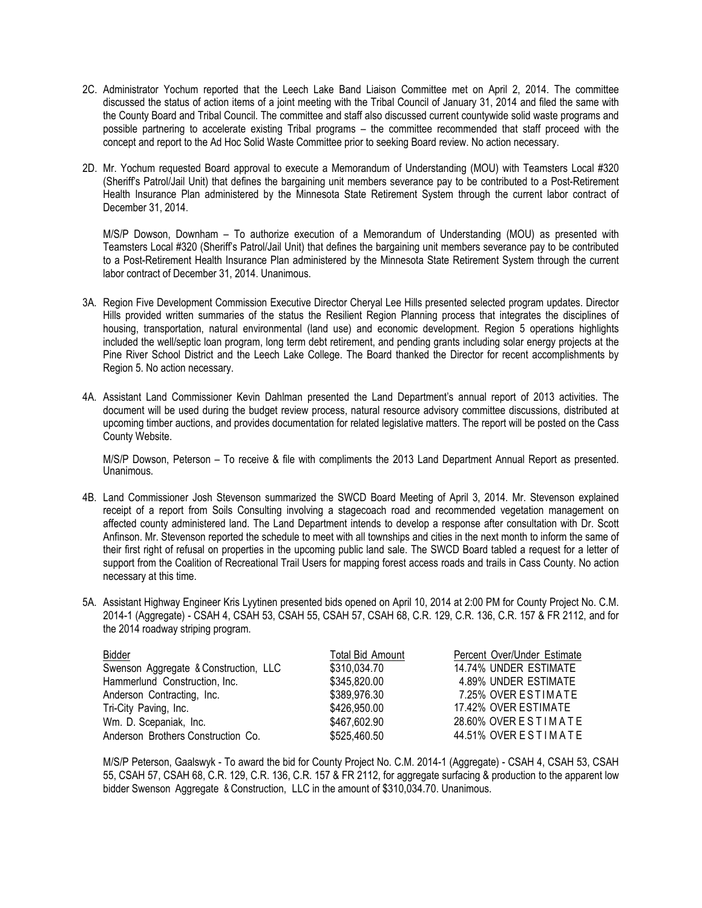2C. Administrator Yochum reported that the Leech Lake Band Liaison Committee met on April 2, 2014. The committee discussed the status of action items of a joint meeting with the Tribal Council of January 31, 2014 and filed the same with the County Board and Tribal Council. The committee and staff also discussed current countywide solid waste programs and possible partnering to accelerate existing Tribal programs – the committee recommended that staff proceed with the concept and report to the Ad Hoc Solid Waste Committee prior to seeking Board review. No action necessary.

2D. Mr. Yochum requested Board approval to execute a Memorandum of Understanding (MOU) with Teamsters Local #320 (Sheriff's Patrol/Jail Unit) that defines the bargaining unit members severance pay to be contributed to a Post-Retirement Health Insurance Plan administered by the Minnesota State Retirement System through the current labor contract of December 31, 2014.

M/S/P Dowson, Downham – To authorize execution of a Memorandum of Understanding (MOU) as presented with Teamsters Local #320 (Sheriff's Patrol/Jail Unit) that defines the bargaining unit members severance pay to be contributed to a Post-Retirement Health Insurance Plan administered by the Minnesota State Retirement System through the current labor contract of December 31, 2014. Unanimous.

3A. Region Five Development Commission Executive Director Cheryal Lee Hills presented selected program updates. Director Hills provided written summaries of the status the Resilient Region Planning process that integrates the disciplines of housing, transportation, natural environmental (land use) and economic development. Region 5 operations highlights included the well/septic loan program, long term debt retirement, and pending grants including solar energy projects at the Pine River School District and the Leech Lake College. The Board thanked the Director for recent accomplishments by Region 5. No action necessary.

4A. Assistant Land Commissioner Kevin Dahlman presented the Land Department's annual report of 2013 activities. The document will be used during the budget review process, natural resource advisory committee discussions, distributed at upcoming timber auctions, and provides documentation for related legislative matters. The report will be posted on the Cass County Website.

M/S/P Dowson, Peterson – To receive & file with compliments the 2013 Land Department Annual Report as presented. Unanimous.

4B. Land Commissioner Josh Stevenson summarized the SWCD Board Meeting of April 3, 2014. Mr. Stevenson explained receipt of a report from Soils Consulting involving a stagecoach road and recommended vegetation management on affected county administered land. The Land Department intends to develop a response after consultation with Dr. Scott Anfinson. Mr. Stevenson reported the schedule to meet with all townships and cities in the next month to inform the same of their first right of refusal on properties in the upcoming public land sale. The SWCD Board tabled a request for a letter of support from the Coalition of Recreational Trail Users for mapping forest access roads and trails in Cass County. No action necessary at this time.

5A. Assistant Highway Engineer Kris Lyytinen presented bids opened on April 10, 2014 at 2:00 PM for County Project No. C.M. 2014-1 (Aggregate) - CSAH 4, CSAH 53, CSAH 55, CSAH 57, CSAH 68, C.R. 129, C.R. 136, C.R. 157 & FR 2112, and for the 2014 roadway striping program.

| Bidder | Total Bid Amount | Percent Over/Under Estimate |
|---|---|---|
| Swenson Aggregate & Construction, LLC | $310,034.70 | 14.74% UNDER ESTIMATE |
| Hammerlund Construction, Inc. | $345,820.00 | 4.89% UNDER ESTIMATE |
| Anderson Contracting, Inc. | $389,976.30 | 7.25% OVER ESTIMATE |
| Tri-City Paving, Inc. | $426,950.00 | 17.42% OVER ESTIMATE |
| Wm. D. Scepaniak, Inc. | $467,602.90 | 28.60% OVER ESTIMATE |
| Anderson Brothers Construction Co. | $525,460.50 | 44.51% OVER ESTIMATE |

M/S/P Peterson, Gaalswyk - To award the bid for County Project No. C.M. 2014-1 (Aggregate) - CSAH 4, CSAH 53, CSAH 55, CSAH 57, CSAH 68, C.R. 129, C.R. 136, C.R. 157 & FR 2112, for aggregate surfacing & production to the apparent low bidder Swenson Aggregate & Construction, LLC in the amount of $310,034.70. Unanimous.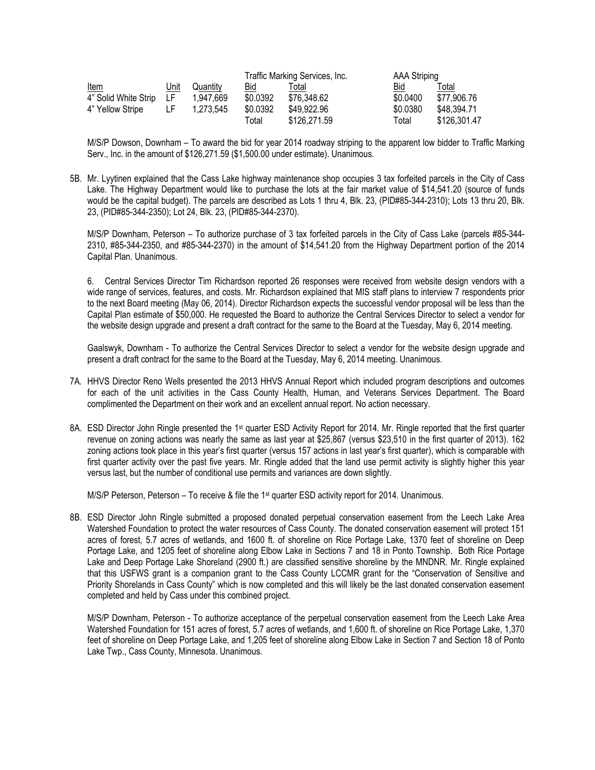| Item | Unit | Quantity | Traffic Marking Services, Inc. Bid | Total | AAA Striping Bid | Total |
|---|---|---|---|---|---|---|
| 4" Solid White Strip | LF | 1,947,669 | \$0.0392 | \$76,348.62 | \$0.0400 | \$77,906.76 |
| 4" Yellow Stripe | LF | 1,273,545 | \$0.0392 | \$49,922.96 | \$0.0380 | \$48,394.71 |
| | | | Total | \$126,271.59 | Total | \$126,301.47 |

M/S/P Dowson, Downham – To award the bid for year 2014 roadway striping to the apparent low bidder to Traffic Marking Serv., Inc. in the amount of \$126,271.59 (\$1,500.00 under estimate). Unanimous.

5B. Mr. Lyytinen explained that the Cass Lake highway maintenance shop occupies 3 tax forfeited parcels in the City of Cass Lake. The Highway Department would like to purchase the lots at the fair market value of \$14,541.20 (source of funds would be the capital budget). The parcels are described as Lots 1 thru 4, Blk. 23, (PID#85-344-2310); Lots 13 thru 20, Blk. 23, (PID#85-344-2350); Lot 24, Blk. 23, (PID#85-344-2370).

M/S/P Downham, Peterson – To authorize purchase of 3 tax forfeited parcels in the City of Cass Lake (parcels #85-344-2310, #85-344-2350, and #85-344-2370) in the amount of \$14,541.20 from the Highway Department portion of the 2014 Capital Plan. Unanimous.

6. Central Services Director Tim Richardson reported 26 responses were received from website design vendors with a wide range of services, features, and costs. Mr. Richardson explained that MIS staff plans to interview 7 respondents prior to the next Board meeting (May 06, 2014). Director Richardson expects the successful vendor proposal will be less than the Capital Plan estimate of \$50,000. He requested the Board to authorize the Central Services Director to select a vendor for the website design upgrade and present a draft contract for the same to the Board at the Tuesday, May 6, 2014 meeting.

Gaalswyk, Downham - To authorize the Central Services Director to select a vendor for the website design upgrade and present a draft contract for the same to the Board at the Tuesday, May 6, 2014 meeting. Unanimous.

7A. HHVS Director Reno Wells presented the 2013 HHVS Annual Report which included program descriptions and outcomes for each of the unit activities in the Cass County Health, Human, and Veterans Services Department. The Board complimented the Department on their work and an excellent annual report. No action necessary.

8A. ESD Director John Ringle presented the 1st quarter ESD Activity Report for 2014. Mr. Ringle reported that the first quarter revenue on zoning actions was nearly the same as last year at \$25,867 (versus \$23,510 in the first quarter of 2013). 162 zoning actions took place in this year's first quarter (versus 157 actions in last year's first quarter), which is comparable with first quarter activity over the past five years. Mr. Ringle added that the land use permit activity is slightly higher this year versus last, but the number of conditional use permits and variances are down slightly.

M/S/P Peterson, Peterson – To receive & file the 1st quarter ESD activity report for 2014. Unanimous.

8B. ESD Director John Ringle submitted a proposed donated perpetual conservation easement from the Leech Lake Area Watershed Foundation to protect the water resources of Cass County. The donated conservation easement will protect 151 acres of forest, 5.7 acres of wetlands, and 1600 ft. of shoreline on Rice Portage Lake, 1370 feet of shoreline on Deep Portage Lake, and 1205 feet of shoreline along Elbow Lake in Sections 7 and 18 in Ponto Township. Both Rice Portage Lake and Deep Portage Lake Shoreland (2900 ft.) are classified sensitive shoreline by the MNDNR. Mr. Ringle explained that this USFWS grant is a companion grant to the Cass County LCCMR grant for the "Conservation of Sensitive and Priority Shorelands in Cass County" which is now completed and this will likely be the last donated conservation easement completed and held by Cass under this combined project.

M/S/P Downham, Peterson - To authorize acceptance of the perpetual conservation easement from the Leech Lake Area Watershed Foundation for 151 acres of forest, 5.7 acres of wetlands, and 1,600 ft. of shoreline on Rice Portage Lake, 1,370 feet of shoreline on Deep Portage Lake, and 1,205 feet of shoreline along Elbow Lake in Section 7 and Section 18 of Ponto Lake Twp., Cass County, Minnesota. Unanimous.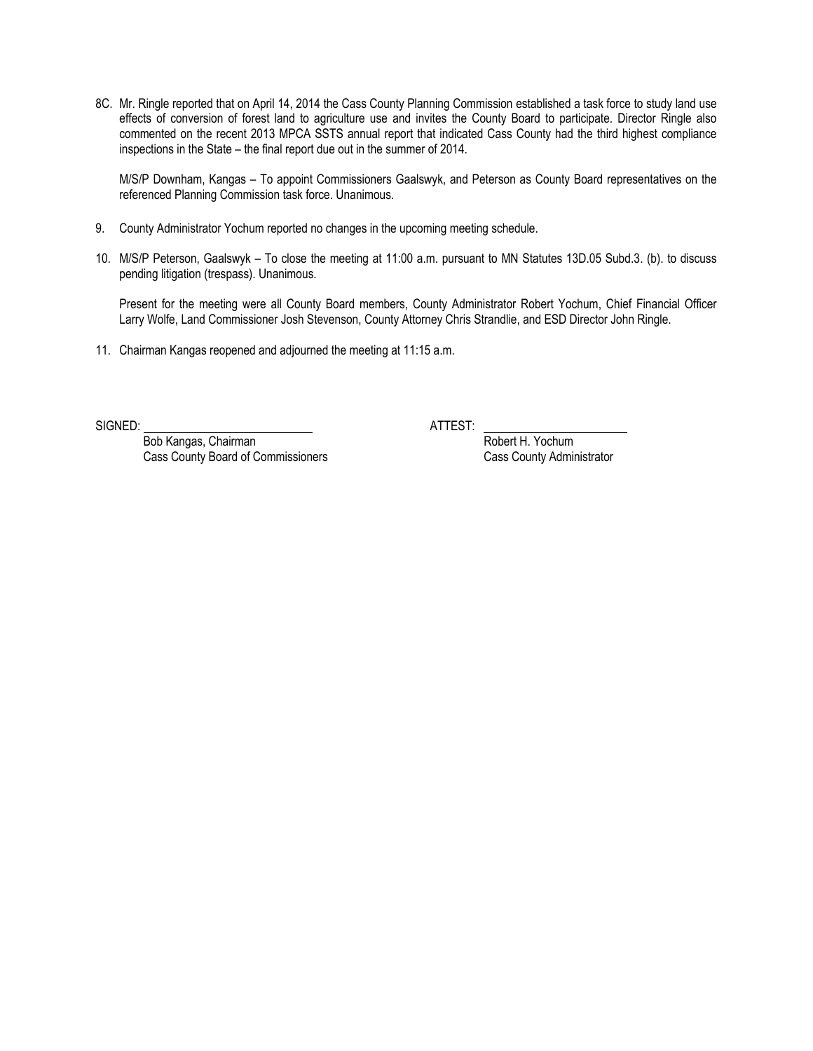8C. Mr. Ringle reported that on April 14, 2014 the Cass County Planning Commission established a task force to study land use effects of conversion of forest land to agriculture use and invites the County Board to participate. Director Ringle also commented on the recent 2013 MPCA SSTS annual report that indicated Cass County had the third highest compliance inspections in the State – the final report due out in the summer of 2014.

M/S/P Downham, Kangas – To appoint Commissioners Gaalswyk, and Peterson as County Board representatives on the referenced Planning Commission task force. Unanimous.

9. County Administrator Yochum reported no changes in the upcoming meeting schedule.

10. M/S/P Peterson, Gaalswyk – To close the meeting at 11:00 a.m. pursuant to MN Statutes 13D.05 Subd.3. (b). to discuss pending litigation (trespass). Unanimous.

    Present for the meeting were all County Board members, County Administrator Robert Yochum, Chief Financial Officer Larry Wolfe, Land Commissioner Josh Stevenson, County Attorney Chris Strandlie, and ESD Director John Ringle.

11. Chairman Kangas reopened and adjourned the meeting at 11:15 a.m.

SIGNED: ___________________________

Bob Kangas, Chairman
Cass County Board of Commissioners

ATTEST: ___________________________

Robert H. Yochum
Cass County Administrator